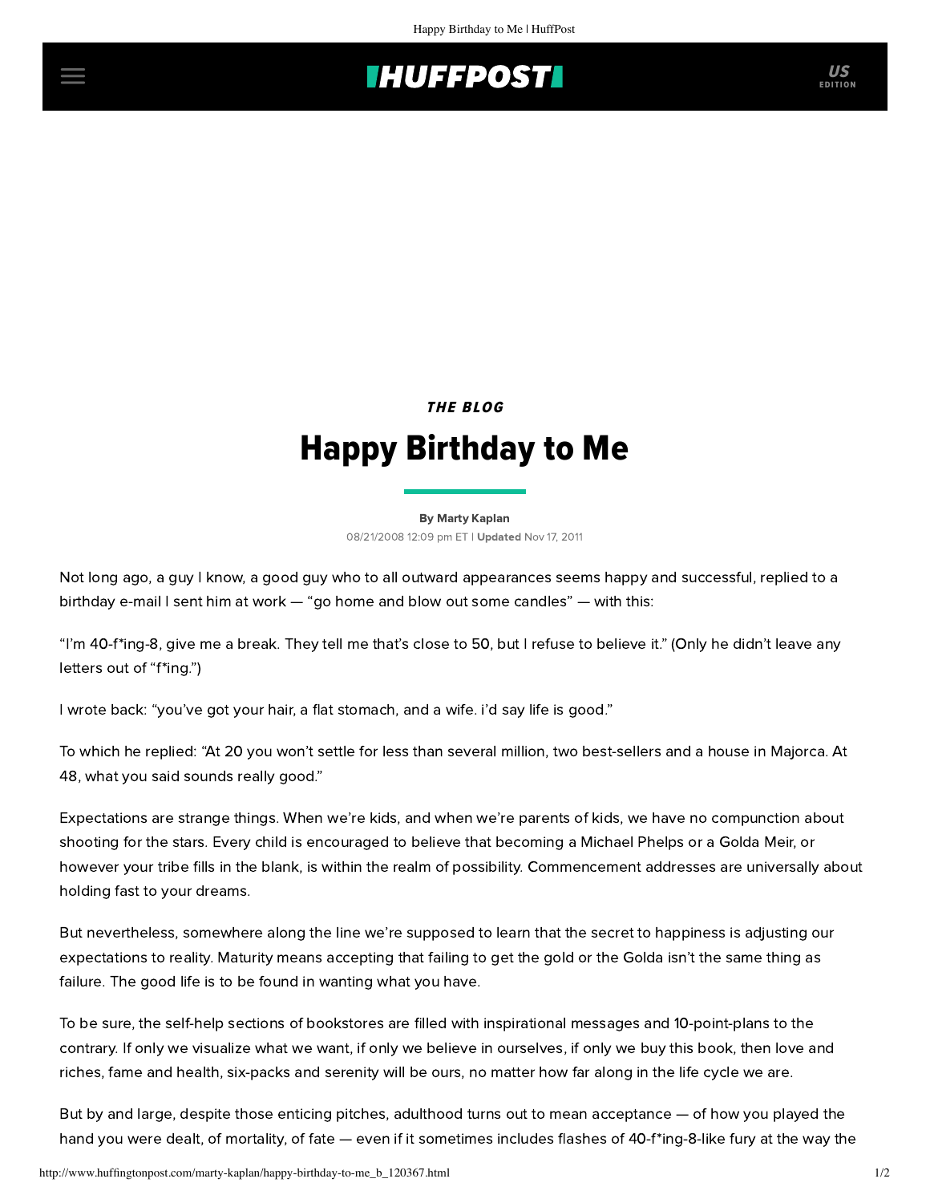*THE BLOG*

# Happy Birthday to Me

By Marty Kaplan

08/21/2008 12:09 pm ET | **Updated** Nov 17, 2011

Not long ago, a guy I know, a good guy who to all outward appearances seems happy and successful, replied to a birthday e-mail I sent him at work — "go home and blow out some candles" — with this:

"I'm 40-f*ing-8, give me a break. They tell me that's close to 50, but I refuse to believe it." (Only he didn't leave any letters out of "f*ing.")

I wrote back: "you've got your hair, a flat stomach, and a wife. i'd say life is good."

To which he replied: "At 20 you won't settle for less than several million, two best-sellers and a house in Majorca. At 48, what you said sounds really good."

Expectations are strange things. When we're kids, and when we're parents of kids, we have no compunction about shooting for the stars. Every child is encouraged to believe that becoming a Michael Phelps or a Golda Meir, or however your tribe fills in the blank, is within the realm of possibility. Commencement addresses are universally about holding fast to your dreams.

But nevertheless, somewhere along the line we're supposed to learn that the secret to happiness is adjusting our expectations to reality. Maturity means accepting that failing to get the gold or the Golda isn't the same thing as failure. The good life is to be found in wanting what you have.

To be sure, the self-help sections of bookstores are filled with inspirational messages and 10-point-plans to the contrary. If only we visualize what we want, if only we believe in ourselves, if only we buy this book, then love and riches, fame and health, six-packs and serenity will be ours, no matter how far along in the life cycle we are.

But by and large, despite those enticing pitches, adulthood turns out to mean acceptance — of how you played the hand you were dealt, of mortality, of fate — even if it sometimes includes flashes of 40-f*ing-8-like fury at the way the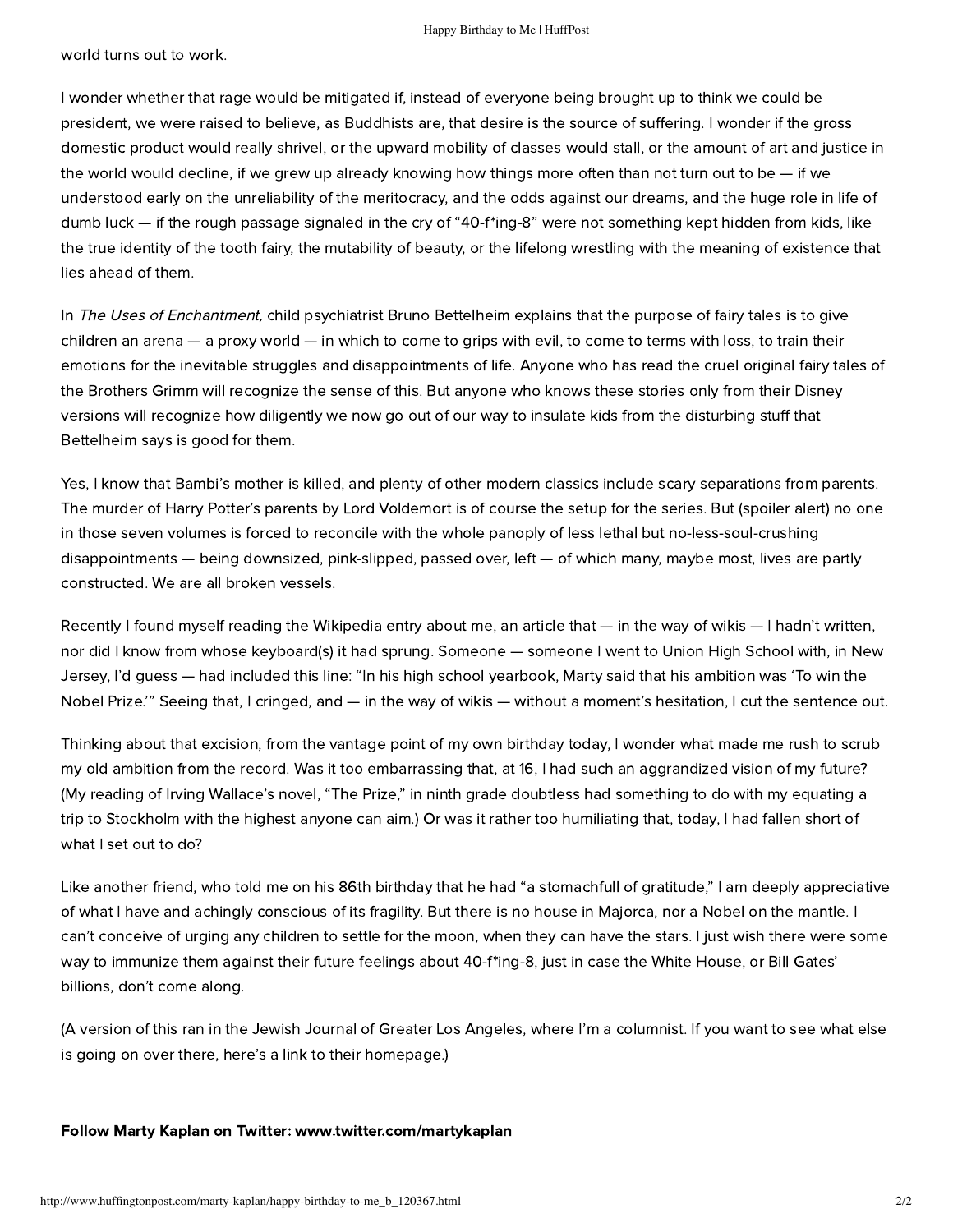world turns out to work.

I wonder whether that rage would be mitigated if, instead of everyone being brought up to think we could be president, we were raised to believe, as Buddhists are, that desire is the source of suffering. I wonder if the gross domestic product would really shrivel, or the upward mobility of classes would stall, or the amount of art and justice in the world would decline, if we grew up already knowing how things more often than not turn out to be — if we understood early on the unreliability of the meritocracy, and the odds against our dreams, and the huge role in life of dumb luck — if the rough passage signaled in the cry of "40-f*ing-8" were not something kept hidden from kids, like the true identity of the tooth fairy, the mutability of beauty, or the lifelong wrestling with the meaning of existence that lies ahead of them.

In *The Uses of Enchantment,* child psychiatrist Bruno Bettelheim explains that the purpose of fairy tales is to give children an arena — a proxy world — in which to come to grips with evil, to come to terms with loss, to train their emotions for the inevitable struggles and disappointments of life. Anyone who has read the cruel original fairy tales of the Brothers Grimm will recognize the sense of this. But anyone who knows these stories only from their Disney versions will recognize how diligently we now go out of our way to insulate kids from the disturbing stuff that Bettelheim says is good for them.

Yes, I know that Bambi's mother is killed, and plenty of other modern classics include scary separations from parents. The murder of Harry Potter's parents by Lord Voldemort is of course the setup for the series. But (spoiler alert) no one in those seven volumes is forced to reconcile with the whole panoply of less lethal but no-less-soul-crushing disappointments — being downsized, pink-slipped, passed over, left — of which many, maybe most, lives are partly constructed. We are all broken vessels.

Recently I found myself reading the Wikipedia entry about me, an article that — in the way of wikis — I hadn't written, nor did I know from whose keyboard(s) it had sprung. Someone — someone I went to Union High School with, in New Jersey, I'd guess — had included this line: "In his high school yearbook, Marty said that his ambition was 'To win the Nobel Prize.'" Seeing that, I cringed, and — in the way of wikis — without a moment's hesitation, I cut the sentence out.

Thinking about that excision, from the vantage point of my own birthday today, I wonder what made me rush to scrub my old ambition from the record. Was it too embarrassing that, at 16, I had such an aggrandized vision of my future? (My reading of Irving Wallace's novel, "The Prize," in ninth grade doubtless had something to do with my equating a trip to Stockholm with the highest anyone can aim.) Or was it rather too humiliating that, today, I had fallen short of what I set out to do?

Like another friend, who told me on his 86th birthday that he had "a stomachfull of gratitude," I am deeply appreciative of what I have and achingly conscious of its fragility. But there is no house in Majorca, nor a Nobel on the mantle. I can't conceive of urging any children to settle for the moon, when they can have the stars. I just wish there were some way to immunize them against their future feelings about 40-f*ing-8, just in case the White House, or Bill Gates' billions, don't come along.

(A version of this ran in the Jewish Journal of Greater Los Angeles, where I'm a columnist. If you want to see what else is going on over there, here's a link to their homepage.)

**Follow Marty Kaplan on Twitter: www.twitter.com/martykaplan**